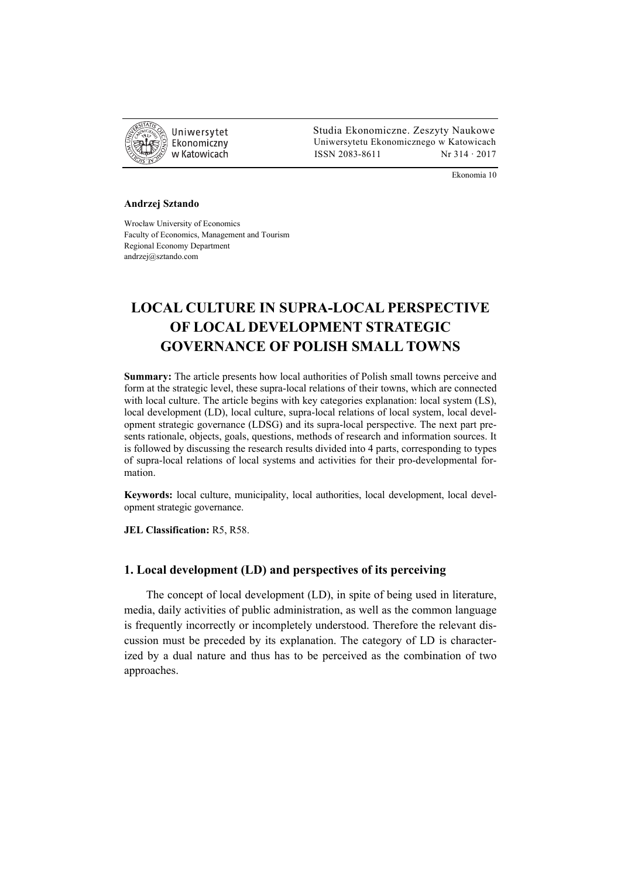Ekonomia 10

**Andrzej Sztando**

Wrocław University of Economics
Faculty of Economics, Management and Tourism
Regional Economy Department
andrzej@sztando.com

# LOCAL CULTURE IN SUPRA-LOCAL PERSPECTIVE OF LOCAL DEVELOPMENT STRATEGIC GOVERNANCE OF POLISH SMALL TOWNS

**Summary:** The article presents how local authorities of Polish small towns perceive and form at the strategic level, these supra-local relations of their towns, which are connected with local culture. The article begins with key categories explanation: local system (LS), local development (LD), local culture, supra-local relations of local system, local development strategic governance (LDSG) and its supra-local perspective. The next part presents rationale, objects, goals, questions, methods of research and information sources. It is followed by discussing the research results divided into 4 parts, corresponding to types of supra-local relations of local systems and activities for their pro-developmental formation.

**Keywords:** local culture, municipality, local authorities, local development, local development strategic governance.

**JEL Classification:** R5, R58.

## 1. Local development (LD) and perspectives of its perceiving

The concept of local development (LD), in spite of being used in literature, media, daily activities of public administration, as well as the common language is frequently incorrectly or incompletely understood. Therefore the relevant discussion must be preceded by its explanation. The category of LD is characterized by a dual nature and thus has to be perceived as the combination of two approaches.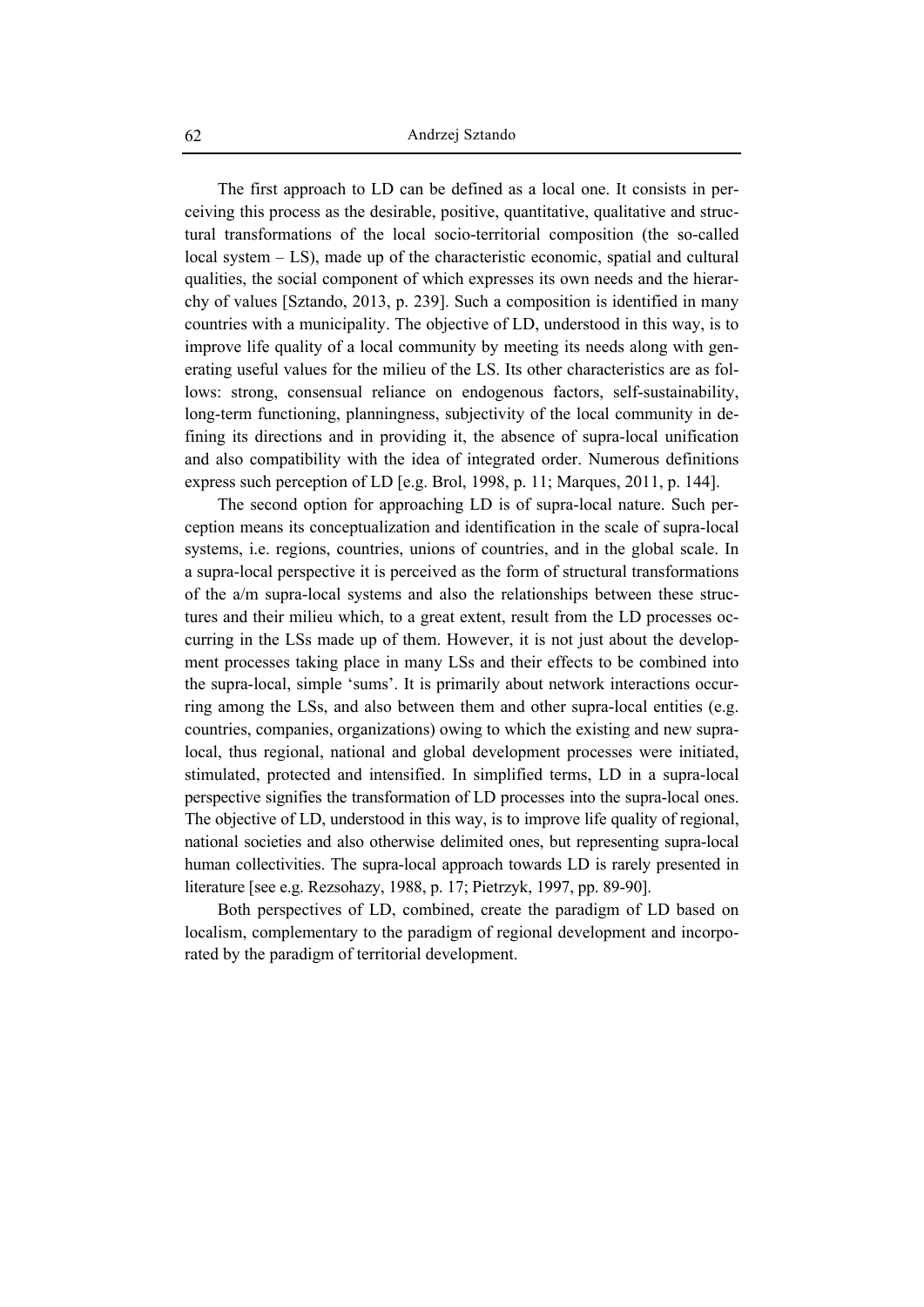The first approach to LD can be defined as a local one. It consists in perceiving this process as the desirable, positive, quantitative, qualitative and structural transformations of the local socio-territorial composition (the so-called local system – LS), made up of the characteristic economic, spatial and cultural qualities, the social component of which expresses its own needs and the hierarchy of values [Sztando, 2013, p. 239]. Such a composition is identified in many countries with a municipality. The objective of LD, understood in this way, is to improve life quality of a local community by meeting its needs along with generating useful values for the milieu of the LS. Its other characteristics are as follows: strong, consensual reliance on endogenous factors, self-sustainability, long-term functioning, planningness, subjectivity of the local community in defining its directions and in providing it, the absence of supra-local unification and also compatibility with the idea of integrated order. Numerous definitions express such perception of LD [e.g. Brol, 1998, p. 11; Marques, 2011, p. 144].

The second option for approaching LD is of supra-local nature. Such perception means its conceptualization and identification in the scale of supra-local systems, i.e. regions, countries, unions of countries, and in the global scale. In a supra-local perspective it is perceived as the form of structural transformations of the a/m supra-local systems and also the relationships between these structures and their milieu which, to a great extent, result from the LD processes occurring in the LSs made up of them. However, it is not just about the development processes taking place in many LSs and their effects to be combined into the supra-local, simple 'sums'. It is primarily about network interactions occurring among the LSs, and also between them and other supra-local entities (e.g. countries, companies, organizations) owing to which the existing and new supra-local, thus regional, national and global development processes were initiated, stimulated, protected and intensified. In simplified terms, LD in a supra-local perspective signifies the transformation of LD processes into the supra-local ones. The objective of LD, understood in this way, is to improve life quality of regional, national societies and also otherwise delimited ones, but representing supra-local human collectivities. The supra-local approach towards LD is rarely presented in literature [see e.g. Rezsohazy, 1988, p. 17; Pietrzyk, 1997, pp. 89-90].

Both perspectives of LD, combined, create the paradigm of LD based on localism, complementary to the paradigm of regional development and incorporated by the paradigm of territorial development.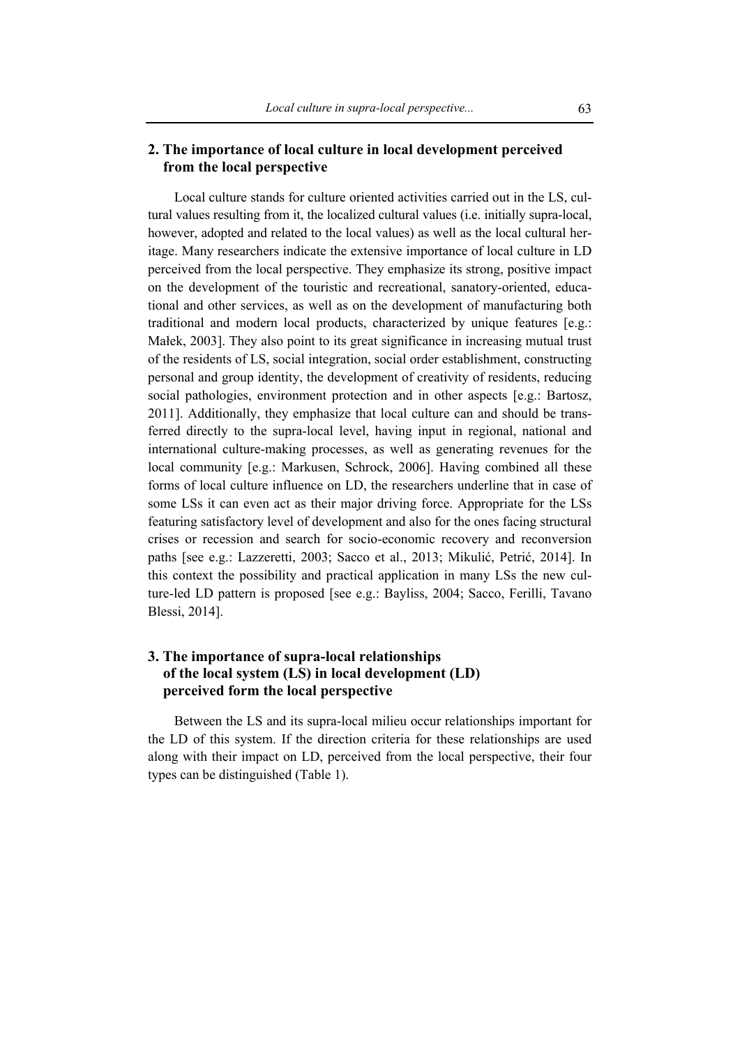## 2. The importance of local culture in local development perceived from the local perspective

Local culture stands for culture oriented activities carried out in the LS, cultural values resulting from it, the localized cultural values (i.e. initially supra-local, however, adopted and related to the local values) as well as the local cultural heritage. Many researchers indicate the extensive importance of local culture in LD perceived from the local perspective. They emphasize its strong, positive impact on the development of the touristic and recreational, sanatory-oriented, educational and other services, as well as on the development of manufacturing both traditional and modern local products, characterized by unique features [e.g.: Małek, 2003]. They also point to its great significance in increasing mutual trust of the residents of LS, social integration, social order establishment, constructing personal and group identity, the development of creativity of residents, reducing social pathologies, environment protection and in other aspects [e.g.: Bartosz, 2011]. Additionally, they emphasize that local culture can and should be transferred directly to the supra-local level, having input in regional, national and international culture-making processes, as well as generating revenues for the local community [e.g.: Markusen, Schrock, 2006]. Having combined all these forms of local culture influence on LD, the researchers underline that in case of some LSs it can even act as their major driving force. Appropriate for the LSs featuring satisfactory level of development and also for the ones facing structural crises or recession and search for socio-economic recovery and reconversion paths [see e.g.: Lazzeretti, 2003; Sacco et al., 2013; Mikulić, Petrić, 2014]. In this context the possibility and practical application in many LSs the new culture-led LD pattern is proposed [see e.g.: Bayliss, 2004; Sacco, Ferilli, Tavano Blessi, 2014].

## 3. The importance of supra-local relationships of the local system (LS) in local development (LD) perceived form the local perspective

Between the LS and its supra-local milieu occur relationships important for the LD of this system. If the direction criteria for these relationships are used along with their impact on LD, perceived from the local perspective, their four types can be distinguished (Table 1).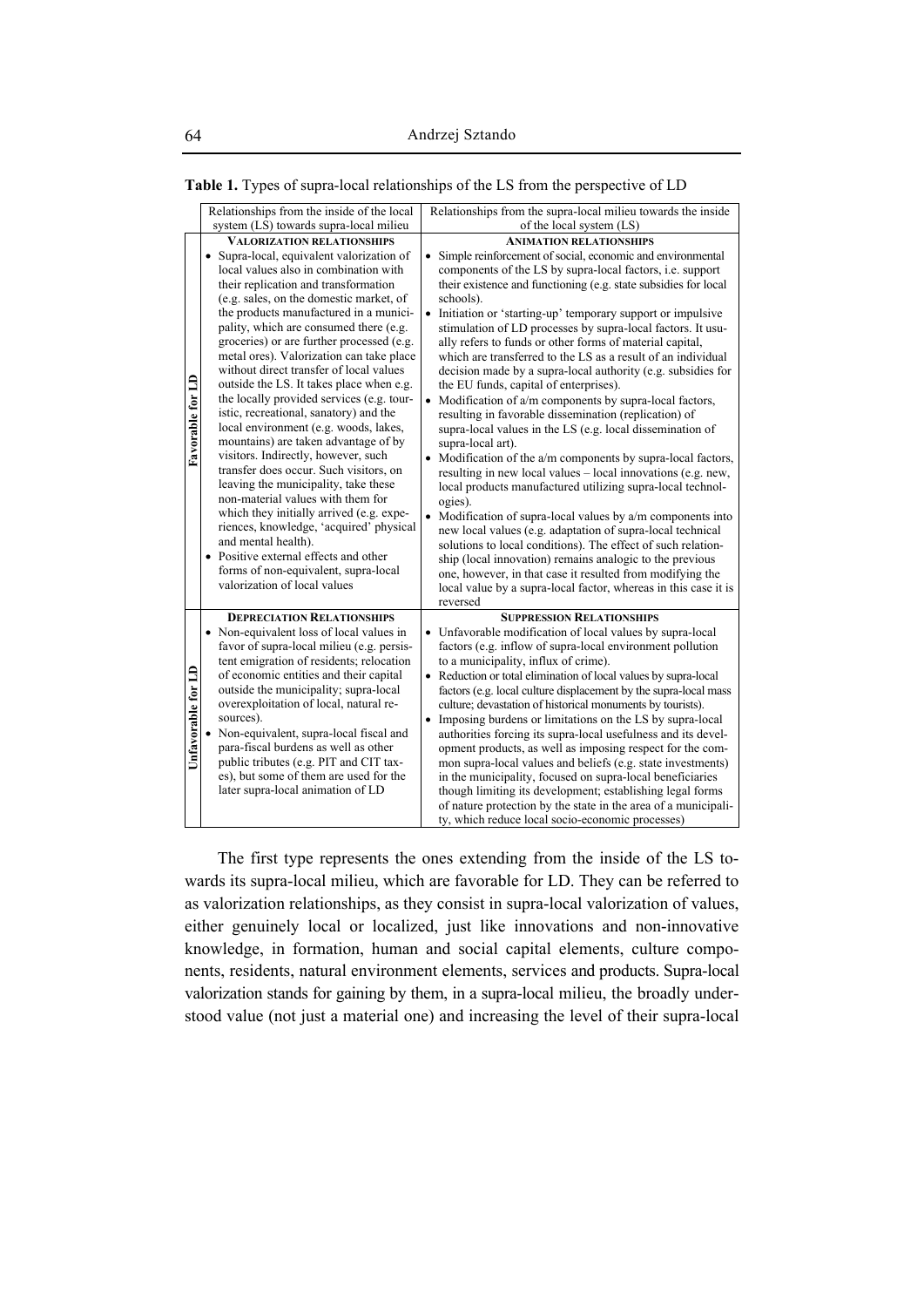**Table 1.** Types of supra-local relationships of the LS from the perspective of LD

| | Relationships from the inside of the local system (LS) towards supra-local milieu | Relationships from the supra-local milieu towards the inside of the local system (LS) |
|---|---|---|
| **Favorable for LD** | **VALORIZATION RELATIONSHIPS**<br>• Supra-local, equivalent valorization of local values also in combination with their replication and transformation (e.g. sales, on the domestic market, of the products manufactured in a municipality, which are consumed there (e.g. groceries) or are further processed (e.g. metal ores). Valorization can take place without direct transfer of local values outside the LS. It takes place when e.g. the locally provided services (e.g. touristic, recreational, sanatory) and the local environment (e.g. woods, lakes, mountains) are taken advantage of by visitors. Indirectly, however, such transfer does occur. Such visitors, on leaving the municipality, take these non-material values with them for which they initially arrived (e.g. experiences, knowledge, 'acquired' physical and mental health).<br>• Positive external effects and other forms of non-equivalent, supra-local valorization of local values | **ANIMATION RELATIONSHIPS**<br>• Simple reinforcement of social, economic and environmental components of the LS by supra-local factors, i.e. support their existence and functioning (e.g. state subsidies for local schools).<br>• Initiation or 'starting-up' temporary support or impulsive stimulation of LD processes by supra-local factors. It usually refers to funds or other forms of material capital, which are transferred to the LS as a result of an individual decision made by a supra-local authority (e.g. subsidies for the EU funds, capital of enterprises).<br>• Modification of a/m components by supra-local factors, resulting in favorable dissemination (replication) of supra-local values in the LS (e.g. local dissemination of supra-local art).<br>• Modification of the a/m components by supra-local factors, resulting in new local values – local innovations (e.g. new, local products manufactured utilizing supra-local technologies).<br>• Modification of supra-local values by a/m components into new local values (e.g. adaptation of supra-local technical solutions to local conditions). The effect of such relationship (local innovation) remains analogic to the previous one, however, in that case it resulted from modifying the local value by a supra-local factor, whereas in this case it is reversed |
| **Unfavorable for LD** | **DEPRECIATION RELATIONSHIPS**<br>• Non-equivalent loss of local values in favor of supra-local milieu (e.g. persistent emigration of residents; relocation of economic entities and their capital outside the municipality; supra-local overexploitation of local, natural resources).<br>• Non-equivalent, supra-local fiscal and para-fiscal burdens as well as other public tributes (e.g. PIT and CIT taxes), but some of them are used for the later supra-local animation of LD | **SUPPRESSION RELATIONSHIPS**<br>• Unfavorable modification of local values by supra-local factors (e.g. inflow of supra-local environment pollution to a municipality, influx of crime).<br>• Reduction or total elimination of local values by supra-local factors (e.g. local culture displacement by the supra-local mass culture; devastation of historical monuments by tourists).<br>• Imposing burdens or limitations on the LS by supra-local authorities forcing its supra-local usefulness and its development products, as well as imposing respect for the common supra-local values and beliefs (e.g. state investments) in the municipality, focused on supra-local beneficiaries though limiting its development; establishing legal forms of nature protection by the state in the area of a municipality, which reduce local socio-economic processes) |

The first type represents the ones extending from the inside of the LS towards its supra-local milieu, which are favorable for LD. They can be referred to as valorization relationships, as they consist in supra-local valorization of values, either genuinely local or localized, just like innovations and non-innovative knowledge, in formation, human and social capital elements, culture components, residents, natural environment elements, services and products. Supra-local valorization stands for gaining by them, in a supra-local milieu, the broadly understood value (not just a material one) and increasing the level of their supra-local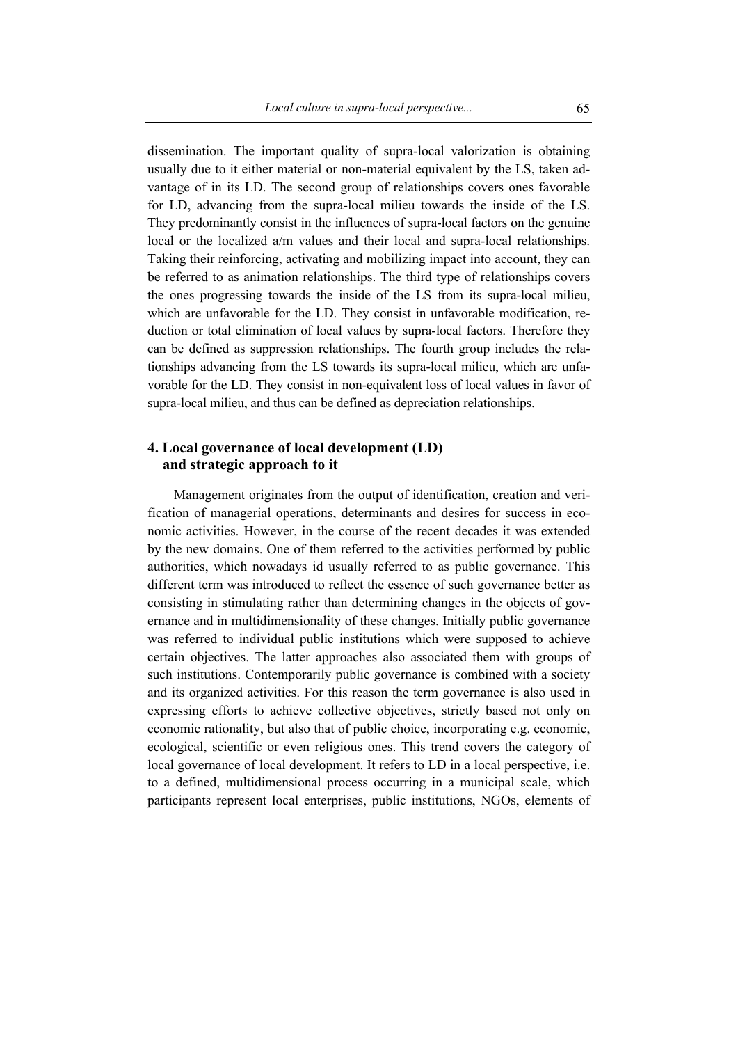dissemination. The important quality of supra-local valorization is obtaining usually due to it either material or non-material equivalent by the LS, taken advantage of in its LD. The second group of relationships covers ones favorable for LD, advancing from the supra-local milieu towards the inside of the LS. They predominantly consist in the influences of supra-local factors on the genuine local or the localized a/m values and their local and supra-local relationships. Taking their reinforcing, activating and mobilizing impact into account, they can be referred to as animation relationships. The third type of relationships covers the ones progressing towards the inside of the LS from its supra-local milieu, which are unfavorable for the LD. They consist in unfavorable modification, reduction or total elimination of local values by supra-local factors. Therefore they can be defined as suppression relationships. The fourth group includes the relationships advancing from the LS towards its supra-local milieu, which are unfavorable for the LD. They consist in non-equivalent loss of local values in favor of supra-local milieu, and thus can be defined as depreciation relationships.

## 4. Local governance of local development (LD) and strategic approach to it

Management originates from the output of identification, creation and verification of managerial operations, determinants and desires for success in economic activities. However, in the course of the recent decades it was extended by the new domains. One of them referred to the activities performed by public authorities, which nowadays id usually referred to as public governance. This different term was introduced to reflect the essence of such governance better as consisting in stimulating rather than determining changes in the objects of governance and in multidimensionality of these changes. Initially public governance was referred to individual public institutions which were supposed to achieve certain objectives. The latter approaches also associated them with groups of such institutions. Contemporarily public governance is combined with a society and its organized activities. For this reason the term governance is also used in expressing efforts to achieve collective objectives, strictly based not only on economic rationality, but also that of public choice, incorporating e.g. economic, ecological, scientific or even religious ones. This trend covers the category of local governance of local development. It refers to LD in a local perspective, i.e. to a defined, multidimensional process occurring in a municipal scale, which participants represent local enterprises, public institutions, NGOs, elements of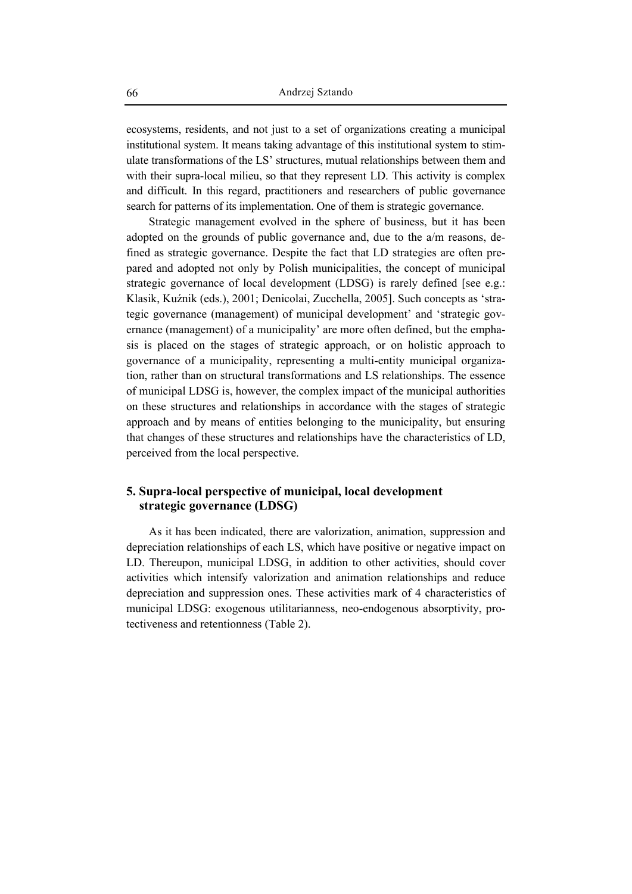ecosystems, residents, and not just to a set of organizations creating a municipal institutional system. It means taking advantage of this institutional system to stimulate transformations of the LS' structures, mutual relationships between them and with their supra-local milieu, so that they represent LD. This activity is complex and difficult. In this regard, practitioners and researchers of public governance search for patterns of its implementation. One of them is strategic governance.

Strategic management evolved in the sphere of business, but it has been adopted on the grounds of public governance and, due to the a/m reasons, defined as strategic governance. Despite the fact that LD strategies are often prepared and adopted not only by Polish municipalities, the concept of municipal strategic governance of local development (LDSG) is rarely defined [see e.g.: Klasik, Kuźnik (eds.), 2001; Denicolai, Zucchella, 2005]. Such concepts as 'strategic governance (management) of municipal development' and 'strategic governance (management) of a municipality' are more often defined, but the emphasis is placed on the stages of strategic approach, or on holistic approach to governance of a municipality, representing a multi-entity municipal organization, rather than on structural transformations and LS relationships. The essence of municipal LDSG is, however, the complex impact of the municipal authorities on these structures and relationships in accordance with the stages of strategic approach and by means of entities belonging to the municipality, but ensuring that changes of these structures and relationships have the characteristics of LD, perceived from the local perspective.

## 5. Supra-local perspective of municipal, local development strategic governance (LDSG)

As it has been indicated, there are valorization, animation, suppression and depreciation relationships of each LS, which have positive or negative impact on LD. Thereupon, municipal LDSG, in addition to other activities, should cover activities which intensify valorization and animation relationships and reduce depreciation and suppression ones. These activities mark of 4 characteristics of municipal LDSG: exogenous utilitarianness, neo-endogenous absorptivity, protectiveness and retentionness (Table 2).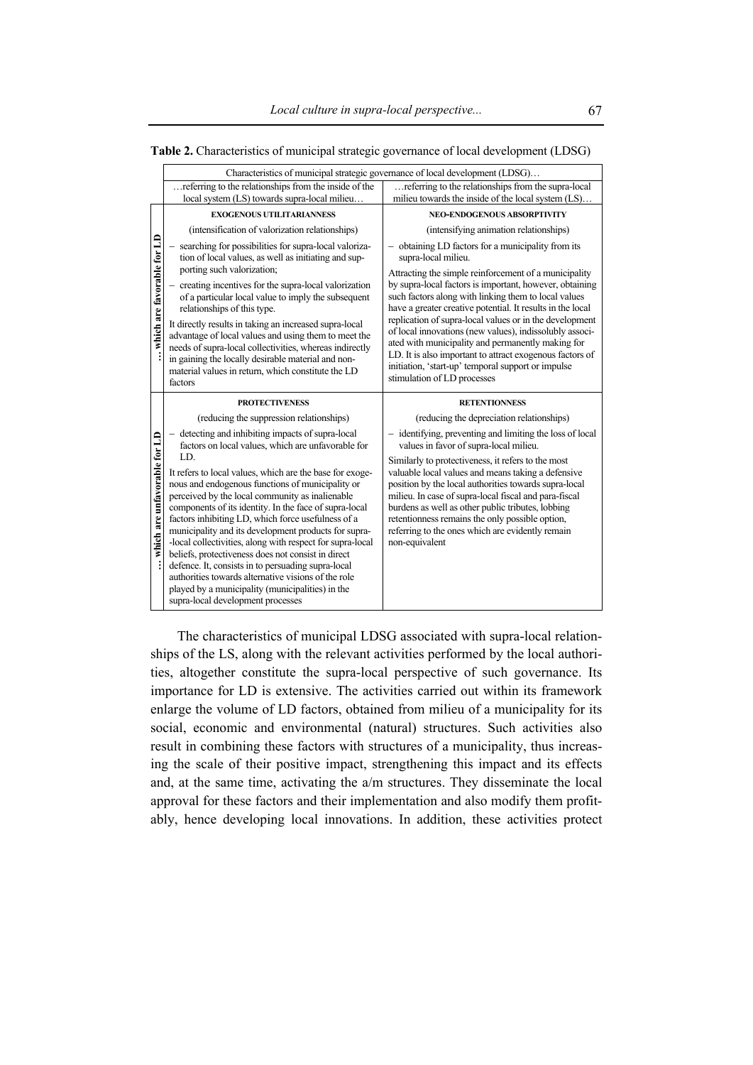**Table 2.** Characteristics of municipal strategic governance of local development (LDSG)

| | Characteristics of municipal strategic governance of local development (LDSG)… | |
|---|---|---|
| | …referring to the relationships from the inside of the local system (LS) towards supra-local milieu… | …referring to the relationships from the supra-local milieu towards the inside of the local system (LS)… |
| … which are favorable for LD | **EXOGENOUS UTILITARIANNESS**<br>(intensification of valorization relationships)<br>– searching for possibilities for supra-local valorization of local values, as well as initiating and supporting such valorization;<br>– creating incentives for the supra-local valorization of a particular local value to imply the subsequent relationships of this type.<br>It directly results in taking an increased supra-local advantage of local values and using them to meet the needs of supra-local collectivities, whereas indirectly in gaining the locally desirable material and non-material values in return, which constitute the LD factors | **NEO-ENDOGENOUS ABSORPTIVITY**<br>(intensifying animation relationships)<br>– obtaining LD factors for a municipality from its supra-local milieu.<br>Attracting the simple reinforcement of a municipality by supra-local factors is important, however, obtaining such factors along with linking them to local values have a greater creative potential. It results in the local replication of supra-local values or in the development of local innovations (new values), indissolubly associated with municipality and permanently making for LD. It is also important to attract exogenous factors of initiation, 'start-up' temporal support or impulse stimulation of LD processes |
| … which are unfavorable for LD | **PROTECTIVENESS**<br>(reducing the suppression relationships)<br>– detecting and inhibiting impacts of supra-local factors on local values, which are unfavorable for LD.<br>It refers to local values, which are the base for exogenous and endogenous functions of municipality or perceived by the local community as inalienable components of its identity. In the face of supra-local factors inhibiting LD, which force usefulness of a municipality and its development products for supra-local collectivities, along with respect for supra-local beliefs, protectiveness does not consist in direct defence. It, consists in to persuading supra-local authorities towards alternative visions of the role played by a municipality (municipalities) in the supra-local development processes | **RETENTIONNESS**<br>(reducing the depreciation relationships)<br>– identifying, preventing and limiting the loss of local values in favor of supra-local milieu.<br>Similarly to protectiveness, it refers to the most valuable local values and means taking a defensive position by the local authorities towards supra-local milieu. In case of supra-local fiscal and para-fiscal burdens as well as other public tributes, lobbing retentionness remains the only possible option, referring to the ones which are evidently remain non-equivalent |

The characteristics of municipal LDSG associated with supra-local relationships of the LS, along with the relevant activities performed by the local authorities, altogether constitute the supra-local perspective of such governance. Its importance for LD is extensive. The activities carried out within its framework enlarge the volume of LD factors, obtained from milieu of a municipality for its social, economic and environmental (natural) structures. Such activities also result in combining these factors with structures of a municipality, thus increasing the scale of their positive impact, strengthening this impact and its effects and, at the same time, activating the a/m structures. They disseminate the local approval for these factors and their implementation and also modify them profitably, hence developing local innovations. In addition, these activities protect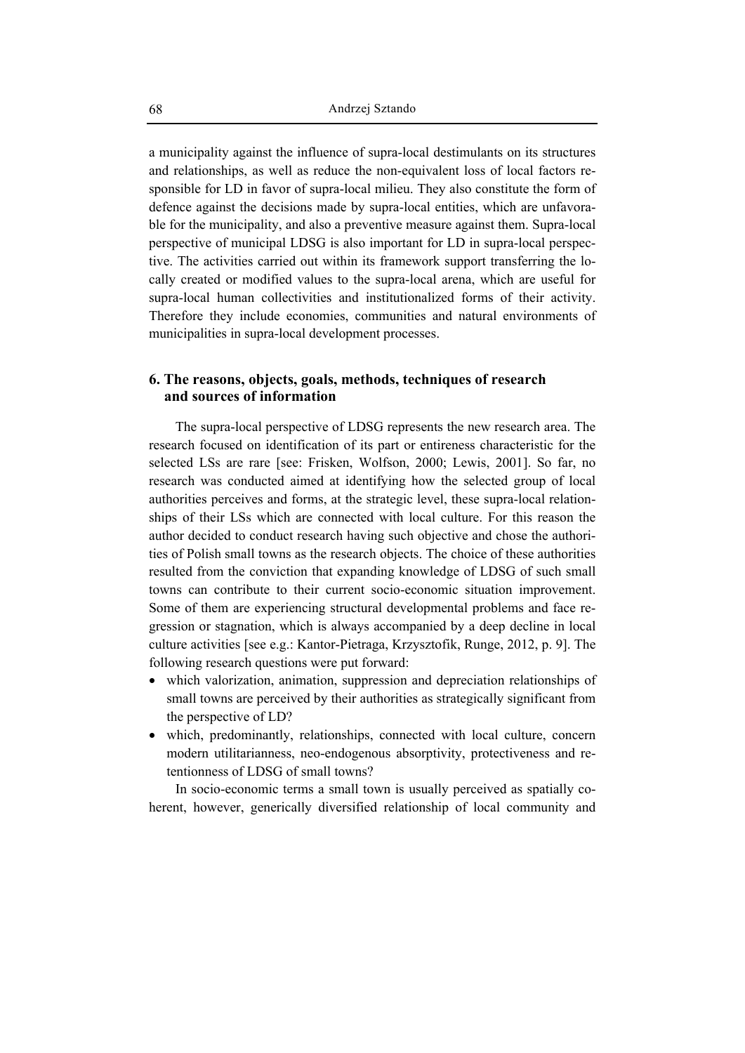a municipality against the influence of supra-local destimulants on its structures and relationships, as well as reduce the non-equivalent loss of local factors responsible for LD in favor of supra-local milieu. They also constitute the form of defence against the decisions made by supra-local entities, which are unfavorable for the municipality, and also a preventive measure against them. Supra-local perspective of municipal LDSG is also important for LD in supra-local perspective. The activities carried out within its framework support transferring the locally created or modified values to the supra-local arena, which are useful for supra-local human collectivities and institutionalized forms of their activity. Therefore they include economies, communities and natural environments of municipalities in supra-local development processes.

## 6. The reasons, objects, goals, methods, techniques of research and sources of information

The supra-local perspective of LDSG represents the new research area. The research focused on identification of its part or entireness characteristic for the selected LSs are rare [see: Frisken, Wolfson, 2000; Lewis, 2001]. So far, no research was conducted aimed at identifying how the selected group of local authorities perceives and forms, at the strategic level, these supra-local relationships of their LSs which are connected with local culture. For this reason the author decided to conduct research having such objective and chose the authorities of Polish small towns as the research objects. The choice of these authorities resulted from the conviction that expanding knowledge of LDSG of such small towns can contribute to their current socio-economic situation improvement. Some of them are experiencing structural developmental problems and face regression or stagnation, which is always accompanied by a deep decline in local culture activities [see e.g.: Kantor-Pietraga, Krzysztofik, Runge, 2012, p. 9]. The following research questions were put forward:

- which valorization, animation, suppression and depreciation relationships of small towns are perceived by their authorities as strategically significant from the perspective of LD?
- which, predominantly, relationships, connected with local culture, concern modern utilitarianness, neo-endogenous absorptivity, protectiveness and retentionness of LDSG of small towns?

In socio-economic terms a small town is usually perceived as spatially coherent, however, generically diversified relationship of local community and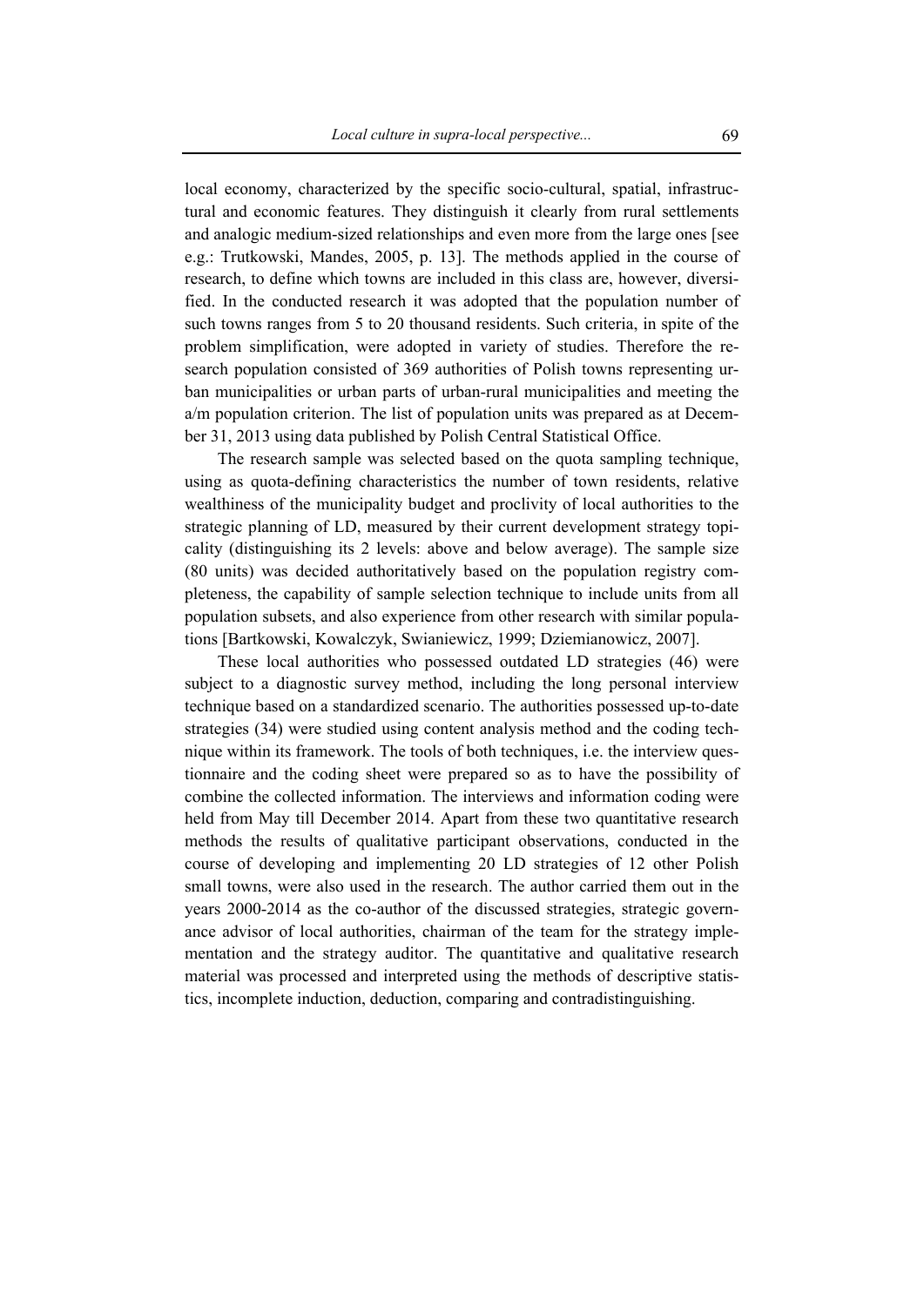local economy, characterized by the specific socio-cultural, spatial, infrastructural and economic features. They distinguish it clearly from rural settlements and analogic medium-sized relationships and even more from the large ones [see e.g.: Trutkowski, Mandes, 2005, p. 13]. The methods applied in the course of research, to define which towns are included in this class are, however, diversified. In the conducted research it was adopted that the population number of such towns ranges from 5 to 20 thousand residents. Such criteria, in spite of the problem simplification, were adopted in variety of studies. Therefore the research population consisted of 369 authorities of Polish towns representing urban municipalities or urban parts of urban-rural municipalities and meeting the a/m population criterion. The list of population units was prepared as at December 31, 2013 using data published by Polish Central Statistical Office.

The research sample was selected based on the quota sampling technique, using as quota-defining characteristics the number of town residents, relative wealthiness of the municipality budget and proclivity of local authorities to the strategic planning of LD, measured by their current development strategy topicality (distinguishing its 2 levels: above and below average). The sample size (80 units) was decided authoritatively based on the population registry completeness, the capability of sample selection technique to include units from all population subsets, and also experience from other research with similar populations [Bartkowski, Kowalczyk, Swianiewicz, 1999; Dziemianowicz, 2007].

These local authorities who possessed outdated LD strategies (46) were subject to a diagnostic survey method, including the long personal interview technique based on a standardized scenario. The authorities possessed up-to-date strategies (34) were studied using content analysis method and the coding technique within its framework. The tools of both techniques, i.e. the interview questionnaire and the coding sheet were prepared so as to have the possibility of combine the collected information. The interviews and information coding were held from May till December 2014. Apart from these two quantitative research methods the results of qualitative participant observations, conducted in the course of developing and implementing 20 LD strategies of 12 other Polish small towns, were also used in the research. The author carried them out in the years 2000-2014 as the co-author of the discussed strategies, strategic governance advisor of local authorities, chairman of the team for the strategy implementation and the strategy auditor. The quantitative and qualitative research material was processed and interpreted using the methods of descriptive statistics, incomplete induction, deduction, comparing and contradistinguishing.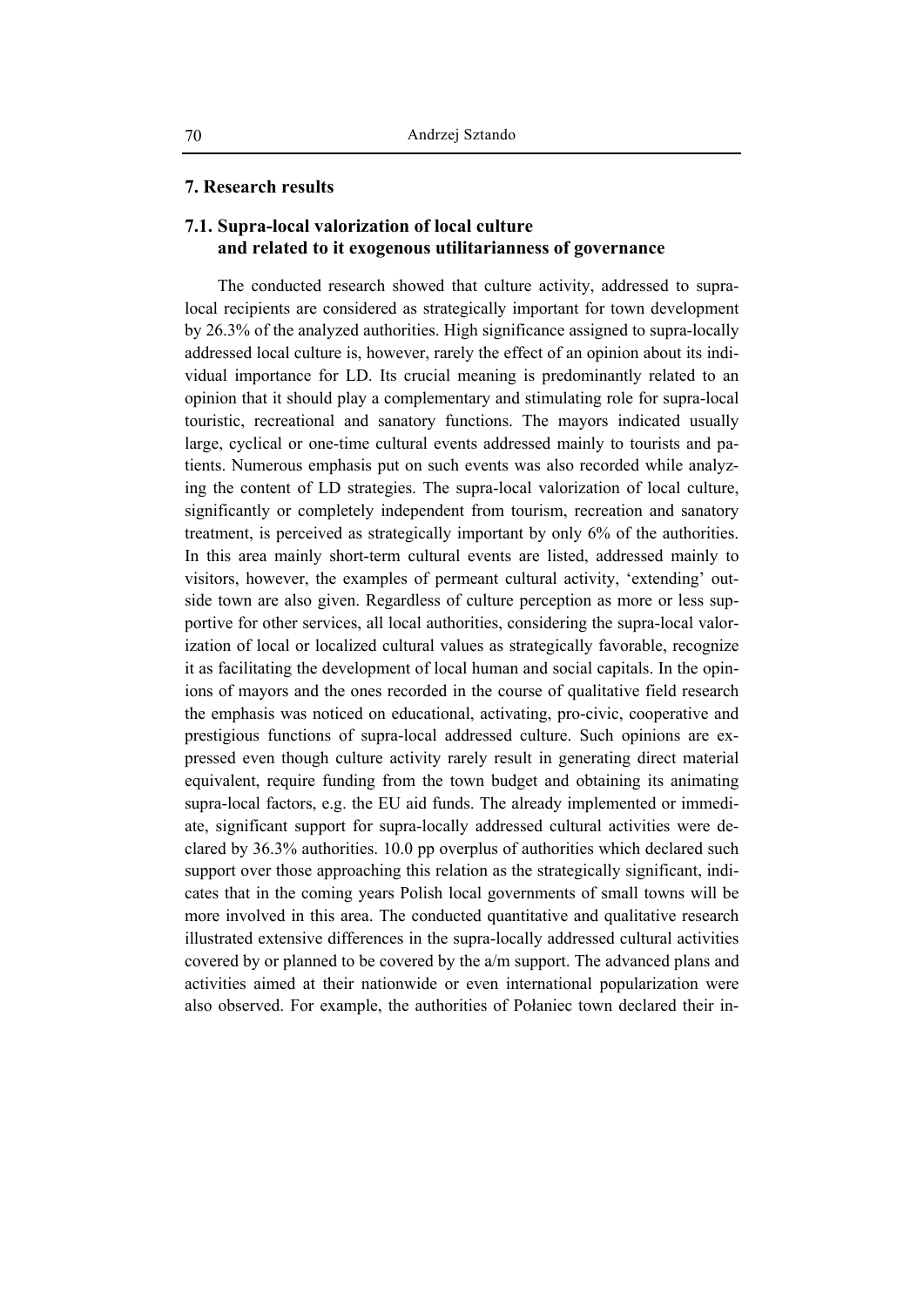## 7. Research results

### 7.1. Supra-local valorization of local culture and related to it exogenous utilitarianness of governance

The conducted research showed that culture activity, addressed to supra-local recipients are considered as strategically important for town development by 26.3% of the analyzed authorities. High significance assigned to supra-locally addressed local culture is, however, rarely the effect of an opinion about its individual importance for LD. Its crucial meaning is predominantly related to an opinion that it should play a complementary and stimulating role for supra-local touristic, recreational and sanatory functions. The mayors indicated usually large, cyclical or one-time cultural events addressed mainly to tourists and patients. Numerous emphasis put on such events was also recorded while analyzing the content of LD strategies. The supra-local valorization of local culture, significantly or completely independent from tourism, recreation and sanatory treatment, is perceived as strategically important by only 6% of the authorities. In this area mainly short-term cultural events are listed, addressed mainly to visitors, however, the examples of permeant cultural activity, 'extending' outside town are also given. Regardless of culture perception as more or less supportive for other services, all local authorities, considering the supra-local valorization of local or localized cultural values as strategically favorable, recognize it as facilitating the development of local human and social capitals. In the opinions of mayors and the ones recorded in the course of qualitative field research the emphasis was noticed on educational, activating, pro-civic, cooperative and prestigious functions of supra-local addressed culture. Such opinions are expressed even though culture activity rarely result in generating direct material equivalent, require funding from the town budget and obtaining its animating supra-local factors, e.g. the EU aid funds. The already implemented or immediate, significant support for supra-locally addressed cultural activities were declared by 36.3% authorities. 10.0 pp overplus of authorities which declared such support over those approaching this relation as the strategically significant, indicates that in the coming years Polish local governments of small towns will be more involved in this area. The conducted quantitative and qualitative research illustrated extensive differences in the supra-locally addressed cultural activities covered by or planned to be covered by the a/m support. The advanced plans and activities aimed at their nationwide or even international popularization were also observed. For example, the authorities of Połaniec town declared their in-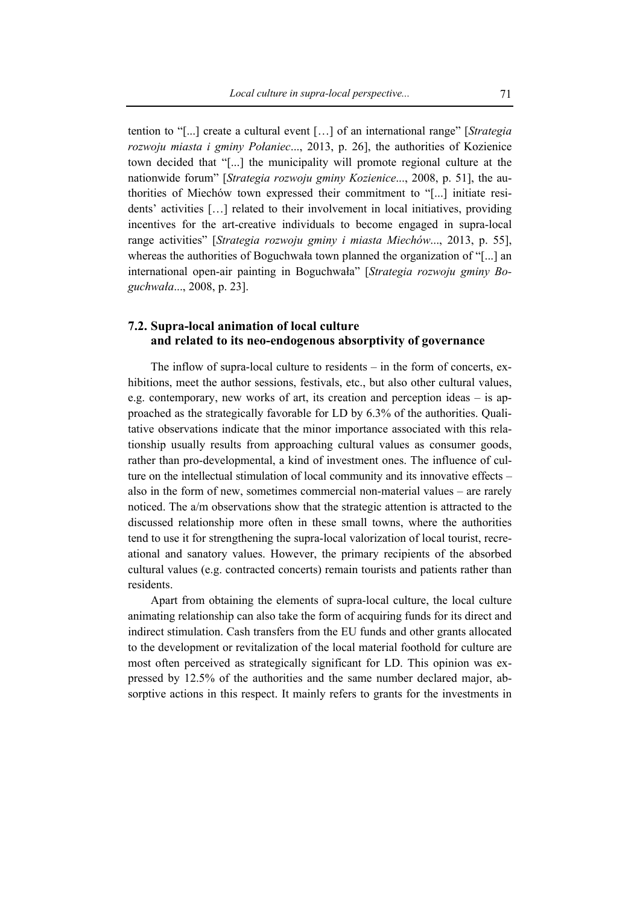tention to "[...] create a cultural event […] of an international range" [*Strategia rozwoju miasta i gminy Połaniec*..., 2013, p. 26], the authorities of Kozienice town decided that "[...] the municipality will promote regional culture at the nationwide forum" [*Strategia rozwoju gminy Kozienice*..., 2008, p. 51], the authorities of Miechów town expressed their commitment to "[...] initiate residents' activities […] related to their involvement in local initiatives, providing incentives for the art-creative individuals to become engaged in supra-local range activities" [*Strategia rozwoju gminy i miasta Miechów*..., 2013, p. 55], whereas the authorities of Boguchwała town planned the organization of "[...] an international open-air painting in Boguchwała" [*Strategia rozwoju gminy Boguchwała*..., 2008, p. 23].

## 7.2. Supra-local animation of local culture and related to its neo-endogenous absorptivity of governance

The inflow of supra-local culture to residents – in the form of concerts, exhibitions, meet the author sessions, festivals, etc., but also other cultural values, e.g. contemporary, new works of art, its creation and perception ideas – is approached as the strategically favorable for LD by 6.3% of the authorities. Qualitative observations indicate that the minor importance associated with this relationship usually results from approaching cultural values as consumer goods, rather than pro-developmental, a kind of investment ones. The influence of culture on the intellectual stimulation of local community and its innovative effects – also in the form of new, sometimes commercial non-material values – are rarely noticed. The a/m observations show that the strategic attention is attracted to the discussed relationship more often in these small towns, where the authorities tend to use it for strengthening the supra-local valorization of local tourist, recreational and sanatory values. However, the primary recipients of the absorbed cultural values (e.g. contracted concerts) remain tourists and patients rather than residents.

Apart from obtaining the elements of supra-local culture, the local culture animating relationship can also take the form of acquiring funds for its direct and indirect stimulation. Cash transfers from the EU funds and other grants allocated to the development or revitalization of the local material foothold for culture are most often perceived as strategically significant for LD. This opinion was expressed by 12.5% of the authorities and the same number declared major, absorptive actions in this respect. It mainly refers to grants for the investments in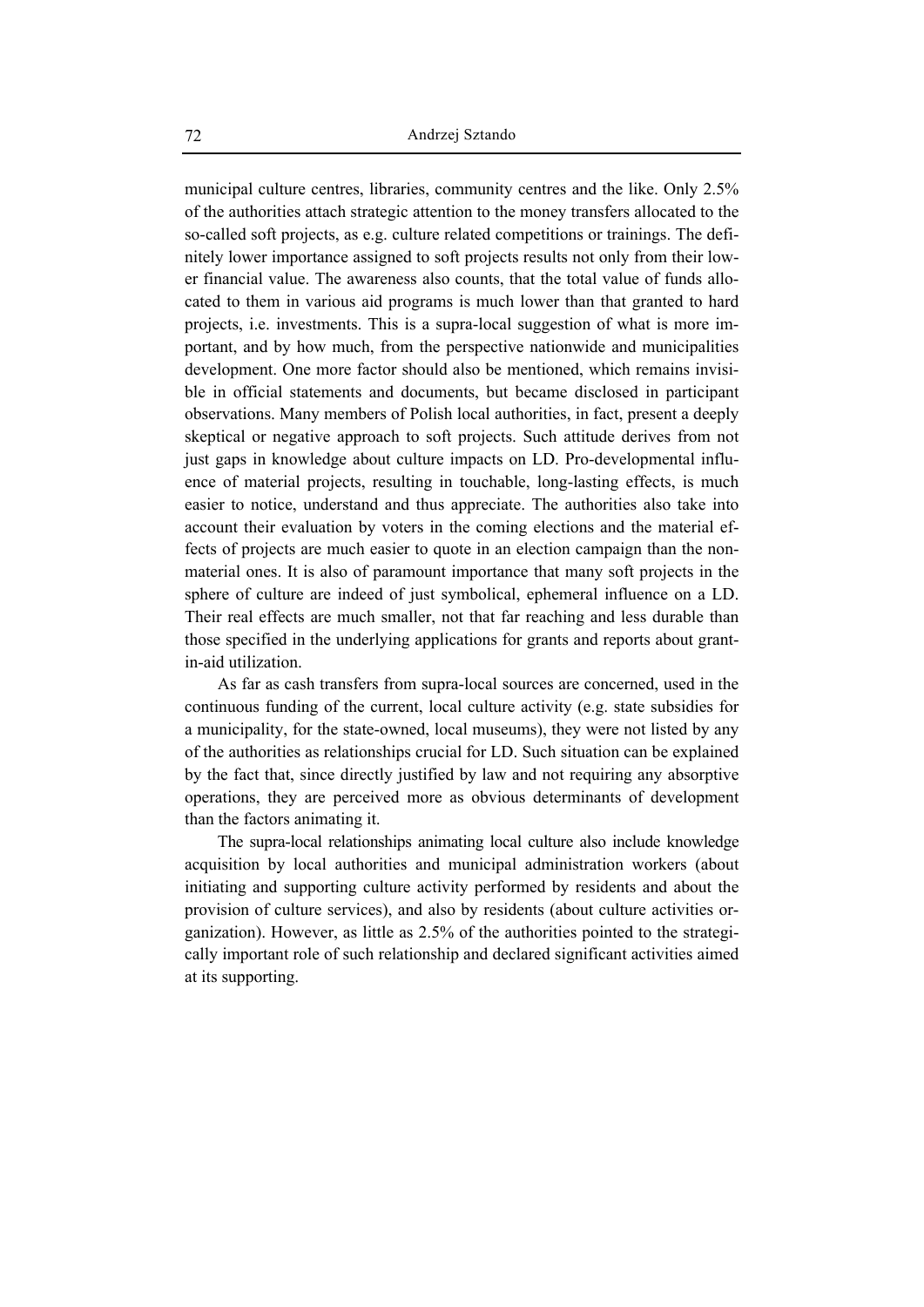municipal culture centres, libraries, community centres and the like. Only 2.5% of the authorities attach strategic attention to the money transfers allocated to the so-called soft projects, as e.g. culture related competitions or trainings. The definitely lower importance assigned to soft projects results not only from their lower financial value. The awareness also counts, that the total value of funds allocated to them in various aid programs is much lower than that granted to hard projects, i.e. investments. This is a supra-local suggestion of what is more important, and by how much, from the perspective nationwide and municipalities development. One more factor should also be mentioned, which remains invisible in official statements and documents, but became disclosed in participant observations. Many members of Polish local authorities, in fact, present a deeply skeptical or negative approach to soft projects. Such attitude derives from not just gaps in knowledge about culture impacts on LD. Pro-developmental influence of material projects, resulting in touchable, long-lasting effects, is much easier to notice, understand and thus appreciate. The authorities also take into account their evaluation by voters in the coming elections and the material effects of projects are much easier to quote in an election campaign than the non-material ones. It is also of paramount importance that many soft projects in the sphere of culture are indeed of just symbolical, ephemeral influence on a LD. Their real effects are much smaller, not that far reaching and less durable than those specified in the underlying applications for grants and reports about grant-in-aid utilization.

As far as cash transfers from supra-local sources are concerned, used in the continuous funding of the current, local culture activity (e.g. state subsidies for a municipality, for the state-owned, local museums), they were not listed by any of the authorities as relationships crucial for LD. Such situation can be explained by the fact that, since directly justified by law and not requiring any absorptive operations, they are perceived more as obvious determinants of development than the factors animating it.

The supra-local relationships animating local culture also include knowledge acquisition by local authorities and municipal administration workers (about initiating and supporting culture activity performed by residents and about the provision of culture services), and also by residents (about culture activities organization). However, as little as 2.5% of the authorities pointed to the strategically important role of such relationship and declared significant activities aimed at its supporting.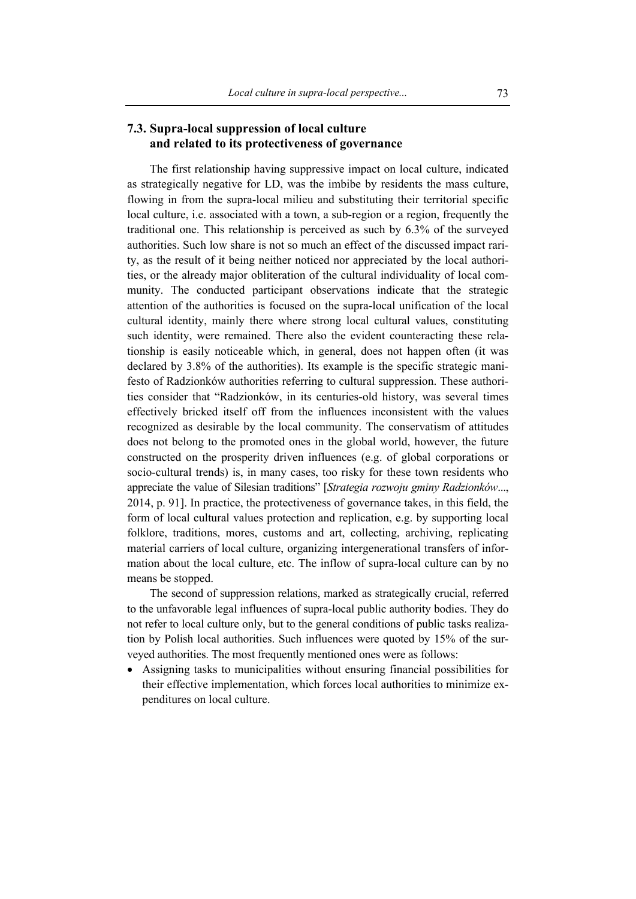## 7.3. Supra-local suppression of local culture and related to its protectiveness of governance

The first relationship having suppressive impact on local culture, indicated as strategically negative for LD, was the imbibe by residents the mass culture, flowing in from the supra-local milieu and substituting their territorial specific local culture, i.e. associated with a town, a sub-region or a region, frequently the traditional one. This relationship is perceived as such by 6.3% of the surveyed authorities. Such low share is not so much an effect of the discussed impact rarity, as the result of it being neither noticed nor appreciated by the local authorities, or the already major obliteration of the cultural individuality of local community. The conducted participant observations indicate that the strategic attention of the authorities is focused on the supra-local unification of the local cultural identity, mainly there where strong local cultural values, constituting such identity, were remained. There also the evident counteracting these relationship is easily noticeable which, in general, does not happen often (it was declared by 3.8% of the authorities). Its example is the specific strategic manifesto of Radzionków authorities referring to cultural suppression. These authorities consider that "Radzionków, in its centuries-old history, was several times effectively bricked itself off from the influences inconsistent with the values recognized as desirable by the local community. The conservatism of attitudes does not belong to the promoted ones in the global world, however, the future constructed on the prosperity driven influences (e.g. of global corporations or socio-cultural trends) is, in many cases, too risky for these town residents who appreciate the value of Silesian traditions" [*Strategia rozwoju gminy Radzionków*..., 2014, p. 91]. In practice, the protectiveness of governance takes, in this field, the form of local cultural values protection and replication, e.g. by supporting local folklore, traditions, mores, customs and art, collecting, archiving, replicating material carriers of local culture, organizing intergenerational transfers of information about the local culture, etc. The inflow of supra-local culture can by no means be stopped.

The second of suppression relations, marked as strategically crucial, referred to the unfavorable legal influences of supra-local public authority bodies. They do not refer to local culture only, but to the general conditions of public tasks realization by Polish local authorities. Such influences were quoted by 15% of the surveyed authorities. The most frequently mentioned ones were as follows:

- Assigning tasks to municipalities without ensuring financial possibilities for their effective implementation, which forces local authorities to minimize expenditures on local culture.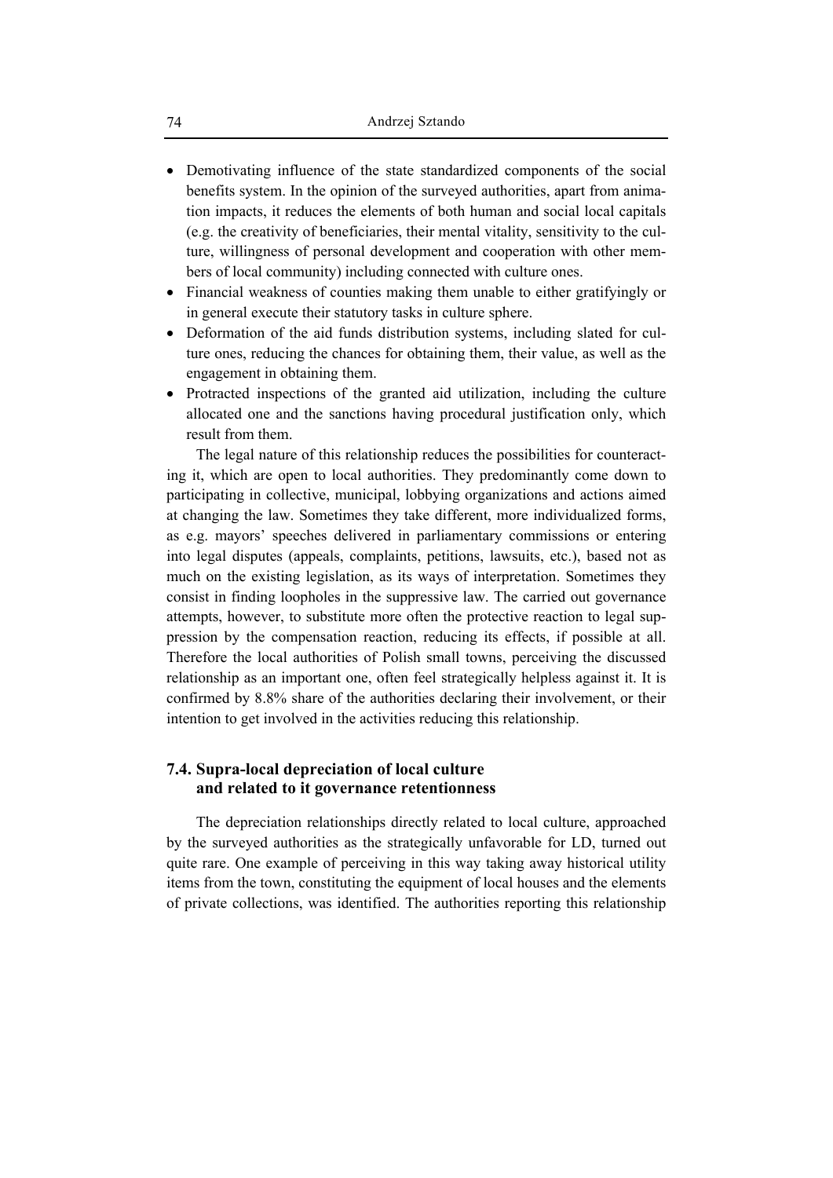- Demotivating influence of the state standardized components of the social benefits system. In the opinion of the surveyed authorities, apart from animation impacts, it reduces the elements of both human and social local capitals (e.g. the creativity of beneficiaries, their mental vitality, sensitivity to the culture, willingness of personal development and cooperation with other members of local community) including connected with culture ones.
- Financial weakness of counties making them unable to either gratifyingly or in general execute their statutory tasks in culture sphere.
- Deformation of the aid funds distribution systems, including slated for culture ones, reducing the chances for obtaining them, their value, as well as the engagement in obtaining them.
- Protracted inspections of the granted aid utilization, including the culture allocated one and the sanctions having procedural justification only, which result from them.

The legal nature of this relationship reduces the possibilities for counteracting it, which are open to local authorities. They predominantly come down to participating in collective, municipal, lobbying organizations and actions aimed at changing the law. Sometimes they take different, more individualized forms, as e.g. mayors' speeches delivered in parliamentary commissions or entering into legal disputes (appeals, complaints, petitions, lawsuits, etc.), based not as much on the existing legislation, as its ways of interpretation. Sometimes they consist in finding loopholes in the suppressive law. The carried out governance attempts, however, to substitute more often the protective reaction to legal suppression by the compensation reaction, reducing its effects, if possible at all. Therefore the local authorities of Polish small towns, perceiving the discussed relationship as an important one, often feel strategically helpless against it. It is confirmed by 8.8% share of the authorities declaring their involvement, or their intention to get involved in the activities reducing this relationship.

## 7.4. Supra-local depreciation of local culture and related to it governance retentionness

The depreciation relationships directly related to local culture, approached by the surveyed authorities as the strategically unfavorable for LD, turned out quite rare. One example of perceiving in this way taking away historical utility items from the town, constituting the equipment of local houses and the elements of private collections, was identified. The authorities reporting this relationship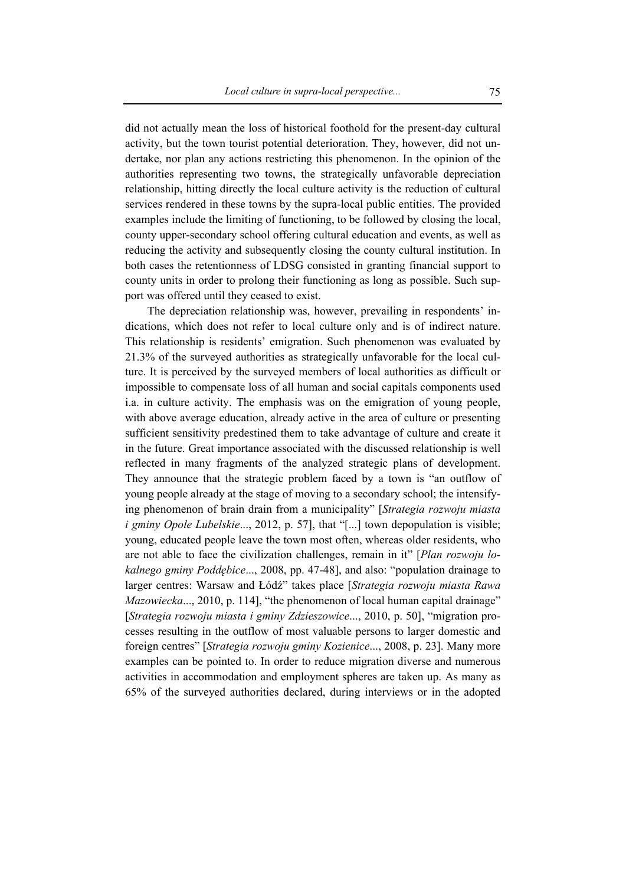did not actually mean the loss of historical foothold for the present-day cultural activity, but the town tourist potential deterioration. They, however, did not undertake, nor plan any actions restricting this phenomenon. In the opinion of the authorities representing two towns, the strategically unfavorable depreciation relationship, hitting directly the local culture activity is the reduction of cultural services rendered in these towns by the supra-local public entities. The provided examples include the limiting of functioning, to be followed by closing the local, county upper-secondary school offering cultural education and events, as well as reducing the activity and subsequently closing the county cultural institution. In both cases the retentionness of LDSG consisted in granting financial support to county units in order to prolong their functioning as long as possible. Such support was offered until they ceased to exist.

The depreciation relationship was, however, prevailing in respondents' indications, which does not refer to local culture only and is of indirect nature. This relationship is residents' emigration. Such phenomenon was evaluated by 21.3% of the surveyed authorities as strategically unfavorable for the local culture. It is perceived by the surveyed members of local authorities as difficult or impossible to compensate loss of all human and social capitals components used i.a. in culture activity. The emphasis was on the emigration of young people, with above average education, already active in the area of culture or presenting sufficient sensitivity predestined them to take advantage of culture and create it in the future. Great importance associated with the discussed relationship is well reflected in many fragments of the analyzed strategic plans of development. They announce that the strategic problem faced by a town is "an outflow of young people already at the stage of moving to a secondary school; the intensifying phenomenon of brain drain from a municipality" [*Strategia rozwoju miasta i gminy Opole Lubelskie*..., 2012, p. 57], that "[...] town depopulation is visible; young, educated people leave the town most often, whereas older residents, who are not able to face the civilization challenges, remain in it" [*Plan rozwoju lokalnego gminy Poddębice*..., 2008, pp. 47-48], and also: "population drainage to larger centres: Warsaw and Łódź" takes place [*Strategia rozwoju miasta Rawa Mazowiecka*..., 2010, p. 114], "the phenomenon of local human capital drainage" [*Strategia rozwoju miasta i gminy Zdzieszowice*..., 2010, p. 50], "migration processes resulting in the outflow of most valuable persons to larger domestic and foreign centres" [*Strategia rozwoju gminy Kozienice*..., 2008, p. 23]. Many more examples can be pointed to. In order to reduce migration diverse and numerous activities in accommodation and employment spheres are taken up. As many as 65% of the surveyed authorities declared, during interviews or in the adopted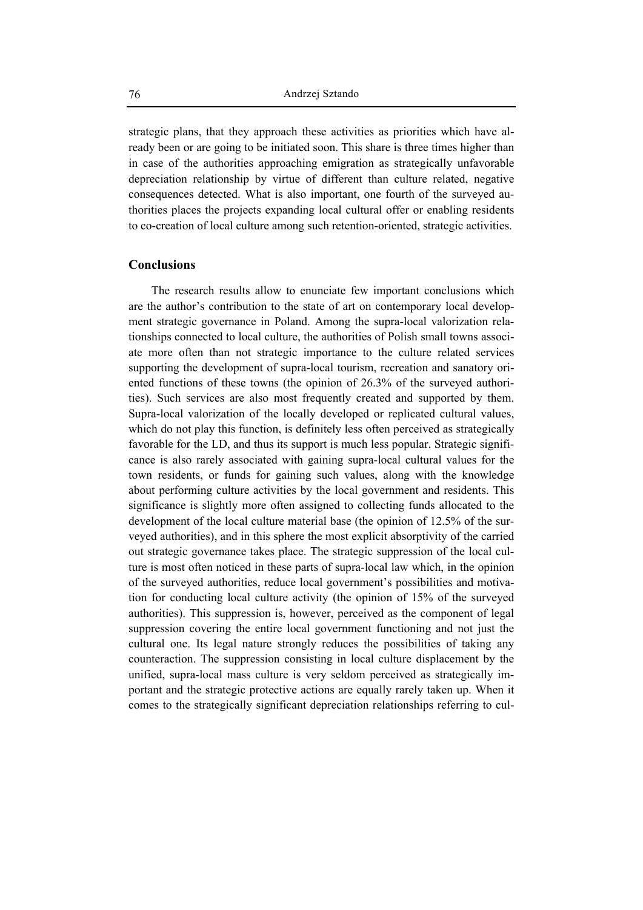strategic plans, that they approach these activities as priorities which have already been or are going to be initiated soon. This share is three times higher than in case of the authorities approaching emigration as strategically unfavorable depreciation relationship by virtue of different than culture related, negative consequences detected. What is also important, one fourth of the surveyed authorities places the projects expanding local cultural offer or enabling residents to co-creation of local culture among such retention-oriented, strategic activities.

## Conclusions

The research results allow to enunciate few important conclusions which are the author's contribution to the state of art on contemporary local development strategic governance in Poland. Among the supra-local valorization relationships connected to local culture, the authorities of Polish small towns associate more often than not strategic importance to the culture related services supporting the development of supra-local tourism, recreation and sanatory oriented functions of these towns (the opinion of 26.3% of the surveyed authorities). Such services are also most frequently created and supported by them. Supra-local valorization of the locally developed or replicated cultural values, which do not play this function, is definitely less often perceived as strategically favorable for the LD, and thus its support is much less popular. Strategic significance is also rarely associated with gaining supra-local cultural values for the town residents, or funds for gaining such values, along with the knowledge about performing culture activities by the local government and residents. This significance is slightly more often assigned to collecting funds allocated to the development of the local culture material base (the opinion of 12.5% of the surveyed authorities), and in this sphere the most explicit absorptivity of the carried out strategic governance takes place. The strategic suppression of the local culture is most often noticed in these parts of supra-local law which, in the opinion of the surveyed authorities, reduce local government's possibilities and motivation for conducting local culture activity (the opinion of 15% of the surveyed authorities). This suppression is, however, perceived as the component of legal suppression covering the entire local government functioning and not just the cultural one. Its legal nature strongly reduces the possibilities of taking any counteraction. The suppression consisting in local culture displacement by the unified, supra-local mass culture is very seldom perceived as strategically important and the strategic protective actions are equally rarely taken up. When it comes to the strategically significant depreciation relationships referring to cul-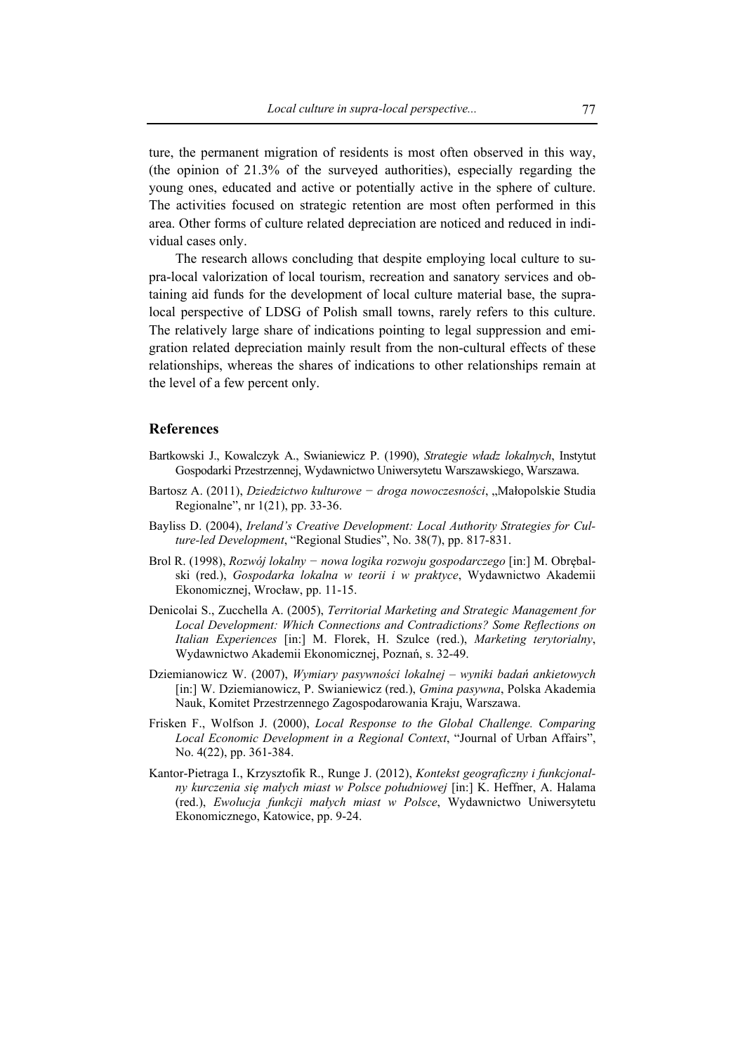ture, the permanent migration of residents is most often observed in this way, (the opinion of 21.3% of the surveyed authorities), especially regarding the young ones, educated and active or potentially active in the sphere of culture. The activities focused on strategic retention are most often performed in this area. Other forms of culture related depreciation are noticed and reduced in individual cases only.

The research allows concluding that despite employing local culture to supra-local valorization of local tourism, recreation and sanatory services and obtaining aid funds for the development of local culture material base, the supra-local perspective of LDSG of Polish small towns, rarely refers to this culture. The relatively large share of indications pointing to legal suppression and emigration related depreciation mainly result from the non-cultural effects of these relationships, whereas the shares of indications to other relationships remain at the level of a few percent only.

## References

Bartkowski J., Kowalczyk A., Swianiewicz P. (1990), *Strategie władz lokalnych*, Instytut Gospodarki Przestrzennej, Wydawnictwo Uniwersytetu Warszawskiego, Warszawa.

Bartosz A. (2011), *Dziedzictwo kulturowe − droga nowoczesności*, „Małopolskie Studia Regionalne", nr 1(21), pp. 33-36.

Bayliss D. (2004), *Ireland's Creative Development: Local Authority Strategies for Culture-led Development*, "Regional Studies", No. 38(7), pp. 817-831.

Brol R. (1998), *Rozwój lokalny − nowa logika rozwoju gospodarczego* [in:] M. Obrębalski (red.), *Gospodarka lokalna w teorii i w praktyce*, Wydawnictwo Akademii Ekonomicznej, Wrocław, pp. 11-15.

Denicolai S., Zucchella A. (2005), *Territorial Marketing and Strategic Management for Local Development: Which Connections and Contradictions? Some Reflections on Italian Experiences* [in:] M. Florek, H. Szulce (red.), *Marketing terytorialny*, Wydawnictwo Akademii Ekonomicznej, Poznań, s. 32-49.

Dziemianowicz W. (2007), *Wymiary pasywności lokalnej – wyniki badań ankietowych* [in:] W. Dziemianowicz, P. Swianiewicz (red.), *Gmina pasywna*, Polska Akademia Nauk, Komitet Przestrzennego Zagospodarowania Kraju, Warszawa.

Frisken F., Wolfson J. (2000), *Local Response to the Global Challenge. Comparing Local Economic Development in a Regional Context*, "Journal of Urban Affairs", No. 4(22), pp. 361-384.

Kantor-Pietraga I., Krzysztofik R., Runge J. (2012), *Kontekst geograficzny i funkcjonalny kurczenia się małych miast w Polsce południowej* [in:] K. Heffner, A. Halama (red.), *Ewolucja funkcji małych miast w Polsce*, Wydawnictwo Uniwersytetu Ekonomicznego, Katowice, pp. 9-24.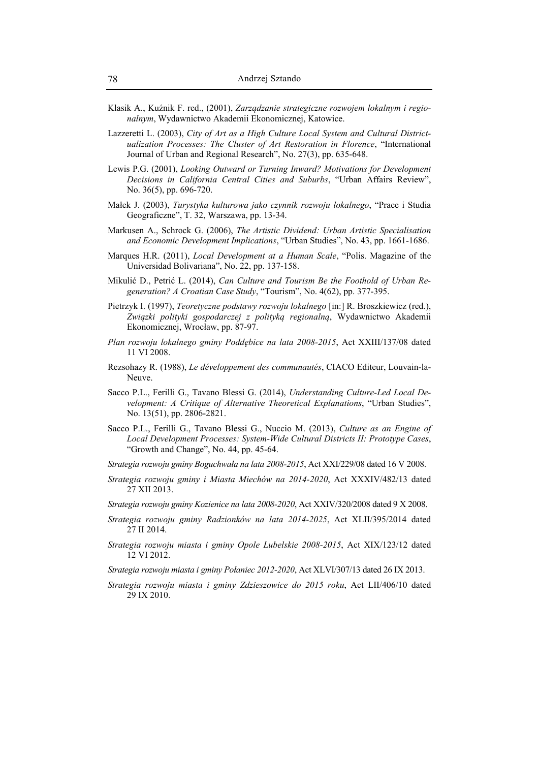Klasik A., Kuźnik F. red., (2001), *Zarządzanie strategiczne rozwojem lokalnym i regionalnym*, Wydawnictwo Akademii Ekonomicznej, Katowice.

Lazzeretti L. (2003), *City of Art as a High Culture Local System and Cultural Districtualization Processes: The Cluster of Art Restoration in Florence*, "International Journal of Urban and Regional Research", No. 27(3), pp. 635-648.

Lewis P.G. (2001), *Looking Outward or Turning Inward? Motivations for Development Decisions in California Central Cities and Suburbs*, "Urban Affairs Review", No. 36(5), pp. 696-720.

Małek J. (2003), *Turystyka kulturowa jako czynnik rozwoju lokalnego*, "Prace i Studia Geograficzne", T. 32, Warszawa, pp. 13-34.

Markusen A., Schrock G. (2006), *The Artistic Dividend: Urban Artistic Specialisation and Economic Development Implications*, "Urban Studies", No. 43, pp. 1661-1686.

Marques H.R. (2011), *Local Development at a Human Scale*, "Polis. Magazine of the Universidad Bolivariana", No. 22, pp. 137-158.

Mikulić D., Petrić L. (2014), *Can Culture and Tourism Be the Foothold of Urban Regeneration? A Croatian Case Study*, "Tourism", No. 4(62), pp. 377-395.

Pietrzyk I. (1997), *Teoretyczne podstawy rozwoju lokalnego* [in:] R. Broszkiewicz (red.), *Związki polityki gospodarczej z polityką regionalną*, Wydawnictwo Akademii Ekonomicznej, Wrocław, pp. 87-97.

*Plan rozwoju lokalnego gminy Poddębice na lata 2008-2015*, Act XXIII/137/08 dated 11 VI 2008.

Rezsohazy R. (1988), *Le développement des communautés*, CIACO Editeur, Louvain-la-Neuve.

Sacco P.L., Ferilli G., Tavano Blessi G. (2014), *Understanding Culture-Led Local Development: A Critique of Alternative Theoretical Explanations*, "Urban Studies", No. 13(51), pp. 2806-2821.

Sacco P.L., Ferilli G., Tavano Blessi G., Nuccio M. (2013), *Culture as an Engine of Local Development Processes: System-Wide Cultural Districts II: Prototype Cases*, "Growth and Change", No. 44, pp. 45-64.

*Strategia rozwoju gminy Boguchwała na lata 2008-2015*, Act XXI/229/08 dated 16 V 2008.

*Strategia rozwoju gminy i Miasta Miechów na 2014-2020*, Act XXXIV/482/13 dated 27 XII 2013.

*Strategia rozwoju gminy Kozienice na lata 2008-2020*, Act XXIV/320/2008 dated 9 X 2008.

*Strategia rozwoju gminy Radzionków na lata 2014-2025*, Act XLII/395/2014 dated 27 II 2014.

*Strategia rozwoju miasta i gminy Opole Lubelskie 2008-2015*, Act XIX/123/12 dated 12 VI 2012.

*Strategia rozwoju miasta i gminy Połaniec 2012-2020*, Act XLVI/307/13 dated 26 IX 2013.

*Strategia rozwoju miasta i gminy Zdzieszowice do 2015 roku*, Act LII/406/10 dated 29 IX 2010.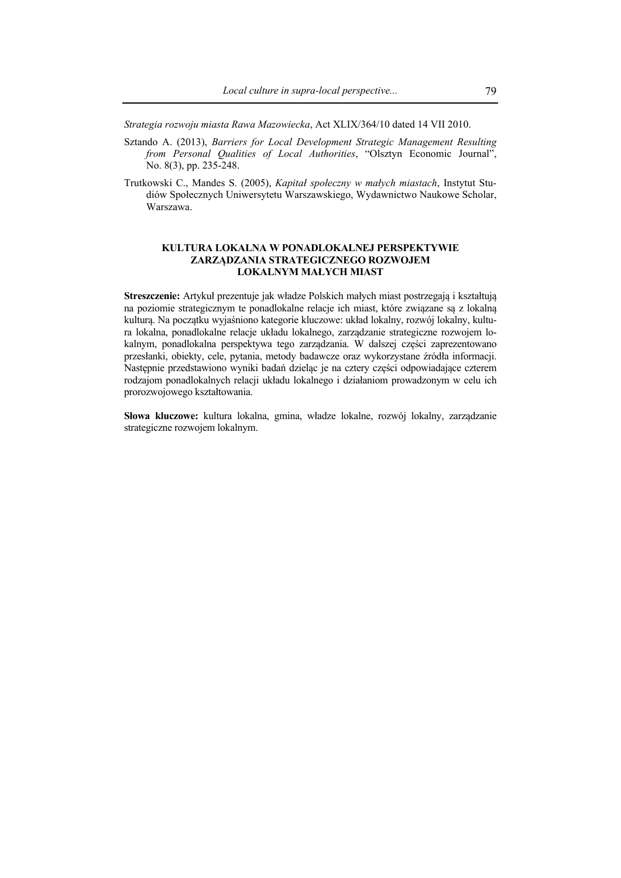*Strategia rozwoju miasta Rawa Mazowiecka*, Act XLIX/364/10 dated 14 VII 2010.

Sztando A. (2013), *Barriers for Local Development Strategic Management Resulting from Personal Qualities of Local Authorities*, "Olsztyn Economic Journal", No. 8(3), pp. 235-248.

Trutkowski C., Mandes S. (2005), *Kapitał społeczny w małych miastach*, Instytut Studiów Społecznych Uniwersytetu Warszawskiego, Wydawnictwo Naukowe Scholar, Warszawa.

## KULTURA LOKALNA W PONADLOKALNEJ PERSPEKTYWIE ZARZĄDZANIA STRATEGICZNEGO ROZWOJEM LOKALNYM MAŁYCH MIAST

**Streszczenie:** Artykuł prezentuje jak władze Polskich małych miast postrzegają i kształtują na poziomie strategicznym te ponadlokalne relacje ich miast, które związane są z lokalną kulturą. Na początku wyjaśniono kategorie kluczowe: układ lokalny, rozwój lokalny, kultura lokalna, ponadlokalne relacje układu lokalnego, zarządzanie strategiczne rozwojem lokalnym, ponadlokalna perspektywa tego zarządzania. W dalszej części zaprezentowano przesłanki, obiekty, cele, pytania, metody badawcze oraz wykorzystane źródła informacji. Następnie przedstawiono wyniki badań dzieląc je na cztery części odpowiadające czterem rodzajom ponadlokalnych relacji układu lokalnego i działaniom prowadzonym w celu ich prorozwojowego kształtowania.

**Słowa kluczowe:** kultura lokalna, gmina, władze lokalne, rozwój lokalny, zarządzanie strategiczne rozwojem lokalnym.